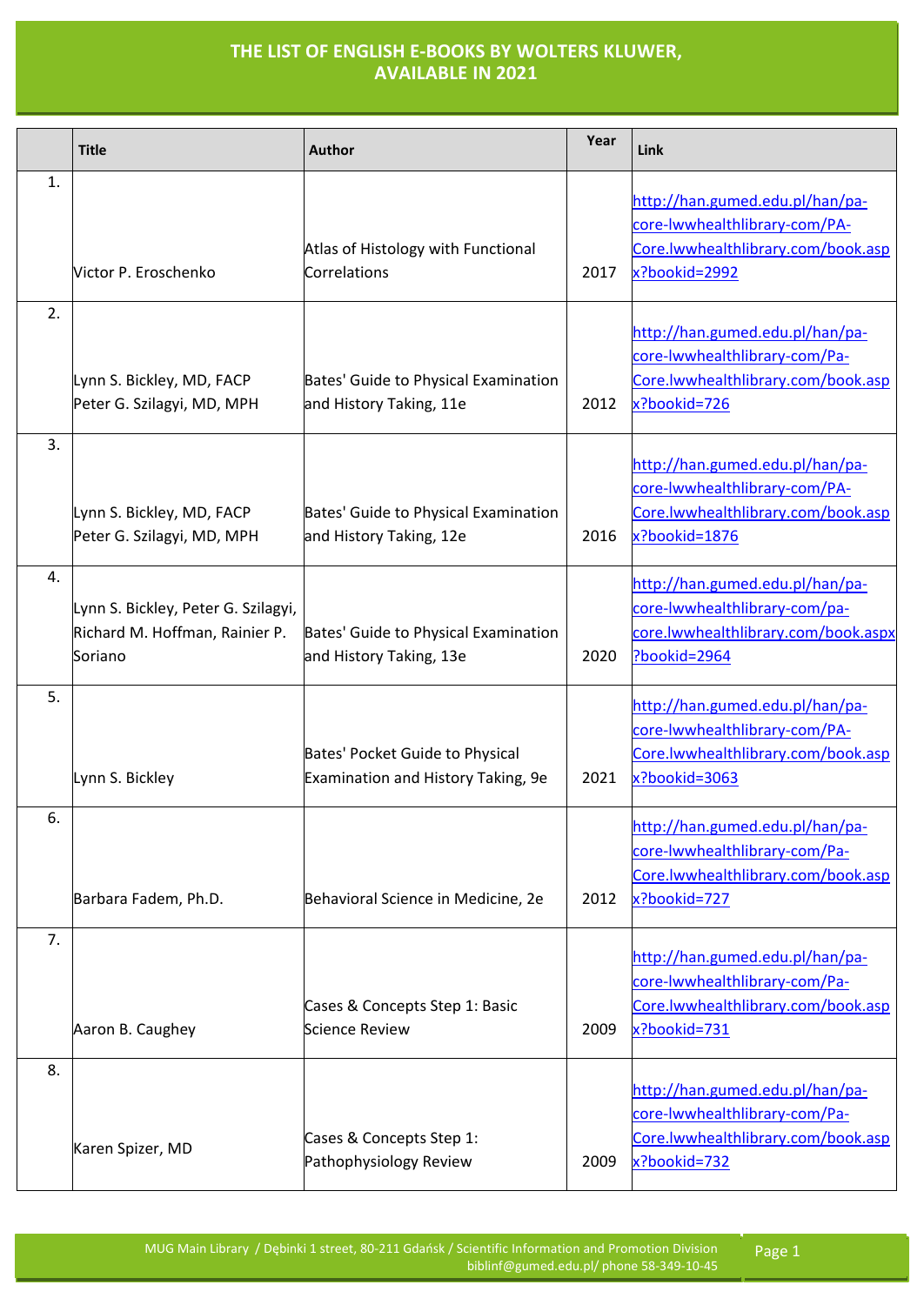# THE LIST OF ENGLISH E-BOOKS BY WOLTERS KLUWER, AVAILABLE IN 2021

| | Title | Author | Year | Link |
|---|---|---|---|---|
| 1. | Victor P. Eroschenko | Atlas of Histology with Functional Correlations | 2017 | http://han.gumed.edu.pl/han/pa-core-lwwhealthlibrary-com/PA-Core.lwwhealthlibrary.com/book.aspx?bookid=2992 |
| 2. | Lynn S. Bickley, MD, FACP Peter G. Szilagyi, MD, MPH | Bates' Guide to Physical Examination and History Taking, 11e | 2012 | http://han.gumed.edu.pl/han/pa-core-lwwhealthlibrary-com/Pa-Core.lwwhealthlibrary.com/book.aspx?bookid=726 |
| 3. | Lynn S. Bickley, MD, FACP Peter G. Szilagyi, MD, MPH | Bates' Guide to Physical Examination and History Taking, 12e | 2016 | http://han.gumed.edu.pl/han/pa-core-lwwhealthlibrary-com/PA-Core.lwwhealthlibrary.com/book.aspx?bookid=1876 |
| 4. | Lynn S. Bickley, Peter G. Szilagyi, Richard M. Hoffman, Rainier P. Soriano | Bates' Guide to Physical Examination and History Taking, 13e | 2020 | http://han.gumed.edu.pl/han/pa-core-lwwhealthlibrary-com/pa-core.lwwhealthlibrary.com/book.aspx?bookid=2964 |
| 5. | Lynn S. Bickley | Bates' Pocket Guide to Physical Examination and History Taking, 9e | 2021 | http://han.gumed.edu.pl/han/pa-core-lwwhealthlibrary-com/PA-Core.lwwhealthlibrary.com/book.aspx?bookid=3063 |
| 6. | Barbara Fadem, Ph.D. | Behavioral Science in Medicine, 2e | 2012 | http://han.gumed.edu.pl/han/pa-core-lwwhealthlibrary-com/Pa-Core.lwwhealthlibrary.com/book.aspx?bookid=727 |
| 7. | Aaron B. Caughey | Cases & Concepts Step 1: Basic Science Review | 2009 | http://han.gumed.edu.pl/han/pa-core-lwwhealthlibrary-com/Pa-Core.lwwhealthlibrary.com/book.aspx?bookid=731 |
| 8. | Karen Spizer, MD | Cases & Concepts Step 1: Pathophysiology Review | 2009 | http://han.gumed.edu.pl/han/pa-core-lwwhealthlibrary-com/Pa-Core.lwwhealthlibrary.com/book.aspx?bookid=732 |

MUG Main Library / Dębinki 1 street, 80-211 Gdańsk / Scientific Information and Promotion Division
biblinf@gumed.edu.pl/ phone 58-349-10-45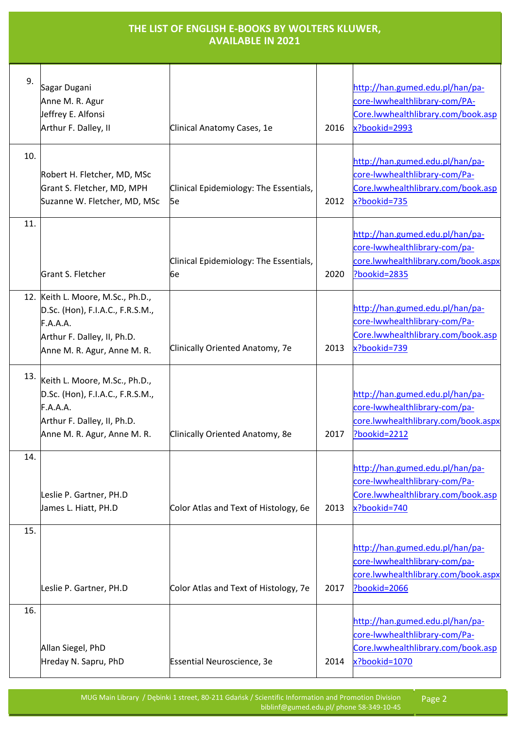# THE LIST OF ENGLISH E-BOOKS BY WOLTERS KLUWER, AVAILABLE IN 2021

| | | | | |
|---|---|---|---|---|
| 9. | Sagar Dugani<br>Anne M. R. Agur<br>Jeffrey E. Alfonsi<br>Arthur F. Dalley, II | Clinical Anatomy Cases, 1e | 2016 | http://han.gumed.edu.pl/han/pa-core-lwwhealthlibrary-com/PA-Core.lwwhealthlibrary.com/book.aspx?bookid=2993 |
| 10. | Robert H. Fletcher, MD, MSc<br>Grant S. Fletcher, MD, MPH<br>Suzanne W. Fletcher, MD, MSc | Clinical Epidemiology: The Essentials, 5e | 2012 | http://han.gumed.edu.pl/han/pa-core-lwwhealthlibrary-com/Pa-Core.lwwhealthlibrary.com/book.aspx?bookid=735 |
| 11. | Grant S. Fletcher | Clinical Epidemiology: The Essentials, 6e | 2020 | http://han.gumed.edu.pl/han/pa-core-lwwhealthlibrary-com/pa-core.lwwhealthlibrary.com/book.aspx?bookid=2835 |
| 12. | Keith L. Moore, M.Sc., Ph.D., D.Sc. (Hon), F.I.A.C., F.R.S.M., F.A.A.A.<br>Arthur F. Dalley, II, Ph.D.<br>Anne M. R. Agur, Anne M. R. | Clinically Oriented Anatomy, 7e | 2013 | http://han.gumed.edu.pl/han/pa-core-lwwhealthlibrary-com/Pa-Core.lwwhealthlibrary.com/book.aspx?bookid=739 |
| 13. | Keith L. Moore, M.Sc., Ph.D., D.Sc. (Hon), F.I.A.C., F.R.S.M., F.A.A.A.<br>Arthur F. Dalley, II, Ph.D.<br>Anne M. R. Agur, Anne M. R. | Clinically Oriented Anatomy, 8e | 2017 | http://han.gumed.edu.pl/han/pa-core-lwwhealthlibrary-com/pa-core.lwwhealthlibrary.com/book.aspx?bookid=2212 |
| 14. | Leslie P. Gartner, PH.D<br>James L. Hiatt, PH.D | Color Atlas and Text of Histology, 6e | 2013 | http://han.gumed.edu.pl/han/pa-core-lwwhealthlibrary-com/Pa-Core.lwwhealthlibrary.com/book.aspx?bookid=740 |
| 15. | Leslie P. Gartner, PH.D | Color Atlas and Text of Histology, 7e | 2017 | http://han.gumed.edu.pl/han/pa-core-lwwhealthlibrary-com/pa-core.lwwhealthlibrary.com/book.aspx?bookid=2066 |
| 16. | Allan Siegel, PhD<br>Hreday N. Sapru, PhD | Essential Neuroscience, 3e | 2014 | http://han.gumed.edu.pl/han/pa-core-lwwhealthlibrary-com/Pa-Core.lwwhealthlibrary.com/book.aspx?bookid=1070 |

MUG Main Library / Dębinki 1 street, 80-211 Gdańsk / Scientific Information and Promotion Division biblinf@gumed.edu.pl/ phone 58-349-10-45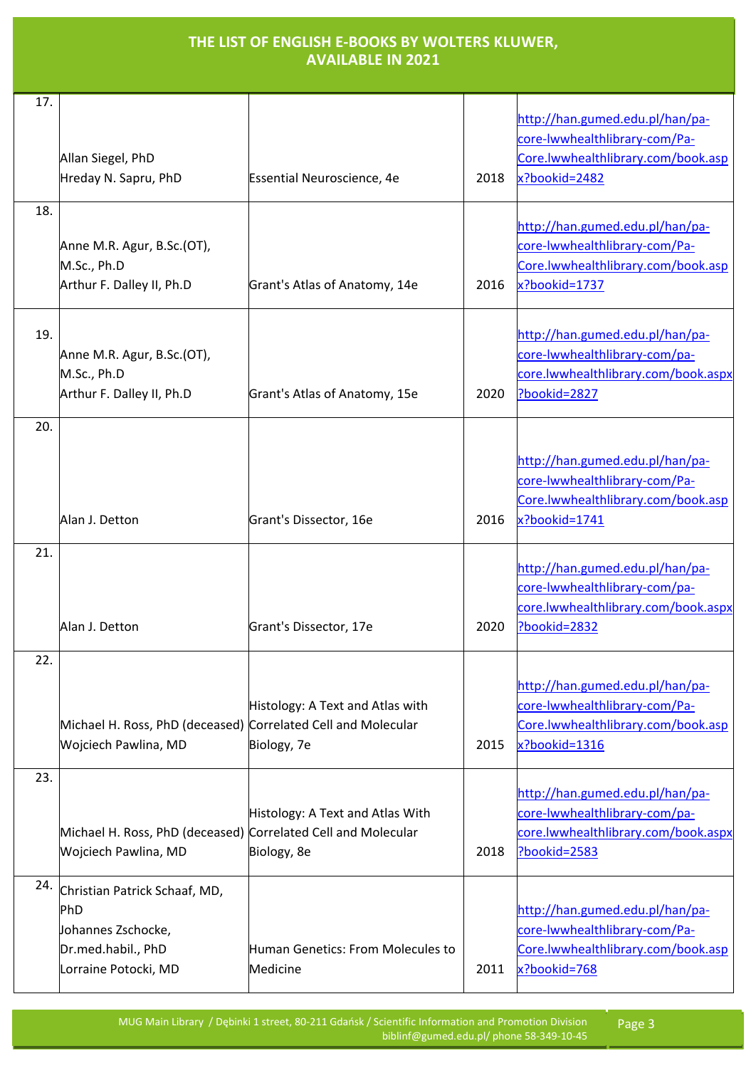# THE LIST OF ENGLISH E-BOOKS BY WOLTERS KLUWER, AVAILABLE IN 2021

| | | | | |
|---|---|---|---|---|
| 17. | Allan Siegel, PhD<br>Hreday N. Sapru, PhD | Essential Neuroscience, 4e | 2018 | http://han.gumed.edu.pl/han/pa-core-lwwhealthlibrary-com/Pa-Core.lwwhealthlibrary.com/book.aspx?bookid=2482 |
| 18. | Anne M.R. Agur, B.Sc.(OT), M.Sc., Ph.D<br>Arthur F. Dalley II, Ph.D | Grant's Atlas of Anatomy, 14e | 2016 | http://han.gumed.edu.pl/han/pa-core-lwwhealthlibrary-com/Pa-Core.lwwhealthlibrary.com/book.aspx?bookid=1737 |
| 19. | Anne M.R. Agur, B.Sc.(OT), M.Sc., Ph.D<br>Arthur F. Dalley II, Ph.D | Grant's Atlas of Anatomy, 15e | 2020 | http://han.gumed.edu.pl/han/pa-core-lwwhealthlibrary-com/pa-core.lwwhealthlibrary.com/book.aspx?bookid=2827 |
| 20. | Alan J. Detton | Grant's Dissector, 16e | 2016 | http://han.gumed.edu.pl/han/pa-core-lwwhealthlibrary-com/Pa-Core.lwwhealthlibrary.com/book.aspx?bookid=1741 |
| 21. | Alan J. Detton | Grant's Dissector, 17e | 2020 | http://han.gumed.edu.pl/han/pa-core-lwwhealthlibrary-com/pa-core.lwwhealthlibrary.com/book.aspx?bookid=2832 |
| 22. | Michael H. Ross, PhD (deceased)<br>Wojciech Pawlina, MD | Histology: A Text and Atlas with Correlated Cell and Molecular Biology, 7e | 2015 | http://han.gumed.edu.pl/han/pa-core-lwwhealthlibrary-com/Pa-Core.lwwhealthlibrary.com/book.aspx?bookid=1316 |
| 23. | Michael H. Ross, PhD (deceased)<br>Wojciech Pawlina, MD | Histology: A Text and Atlas With Correlated Cell and Molecular Biology, 8e | 2018 | http://han.gumed.edu.pl/han/pa-core-lwwhealthlibrary-com/pa-core.lwwhealthlibrary.com/book.aspx?bookid=2583 |
| 24. | Christian Patrick Schaaf, MD, PhD<br>Johannes Zschocke, Dr.med.habil., PhD<br>Lorraine Potocki, MD | Human Genetics: From Molecules to Medicine | 2011 | http://han.gumed.edu.pl/han/pa-core-lwwhealthlibrary-com/Pa-Core.lwwhealthlibrary.com/book.aspx?bookid=768 |

MUG Main Library / Dębinki 1 street, 80-211 Gdańsk / Scientific Information and Promotion Division
biblinf@gumed.edu.pl/ phone 58-349-10-45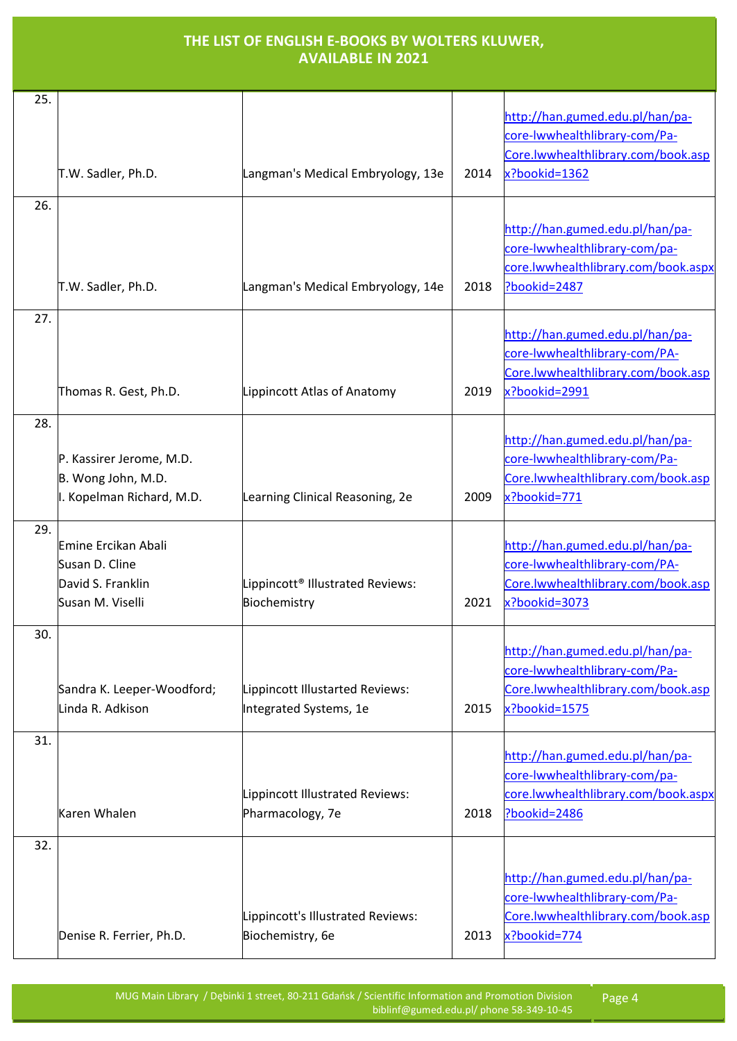# THE LIST OF ENGLISH E-BOOKS BY WOLTERS KLUWER, AVAILABLE IN 2021

| | | | | |
|---|---|---|---|---|
| 25. | T.W. Sadler, Ph.D. | Langman's Medical Embryology, 13e | 2014 | http://han.gumed.edu.pl/han/pa-core-lwwhealthlibrary-com/Pa-Core.lwwhealthlibrary.com/book.aspx?bookid=1362 |
| 26. | T.W. Sadler, Ph.D. | Langman's Medical Embryology, 14e | 2018 | http://han.gumed.edu.pl/han/pa-core-lwwhealthlibrary-com/pa-core.lwwhealthlibrary.com/book.aspx?bookid=2487 |
| 27. | Thomas R. Gest, Ph.D. | Lippincott Atlas of Anatomy | 2019 | http://han.gumed.edu.pl/han/pa-core-lwwhealthlibrary-com/PA-Core.lwwhealthlibrary.com/book.aspx?bookid=2991 |
| 28. | P. Kassirer Jerome, M.D.<br>B. Wong John, M.D.<br>I. Kopelman Richard, M.D. | Learning Clinical Reasoning, 2e | 2009 | http://han.gumed.edu.pl/han/pa-core-lwwhealthlibrary-com/Pa-Core.lwwhealthlibrary.com/book.aspx?bookid=771 |
| 29. | Emine Ercikan Abali<br>Susan D. Cline<br>David S. Franklin<br>Susan M. Viselli | Lippincott® Illustrated Reviews: Biochemistry | 2021 | http://han.gumed.edu.pl/han/pa-core-lwwhealthlibrary-com/PA-Core.lwwhealthlibrary.com/book.aspx?bookid=3073 |
| 30. | Sandra K. Leeper-Woodford;<br>Linda R. Adkison | Lippincott Illustarted Reviews: Integrated Systems, 1e | 2015 | http://han.gumed.edu.pl/han/pa-core-lwwhealthlibrary-com/Pa-Core.lwwhealthlibrary.com/book.aspx?bookid=1575 |
| 31. | Karen Whalen | Lippincott Illustrated Reviews: Pharmacology, 7e | 2018 | http://han.gumed.edu.pl/han/pa-core-lwwhealthlibrary-com/pa-core.lwwhealthlibrary.com/book.aspx?bookid=2486 |
| 32. | Denise R. Ferrier, Ph.D. | Lippincott's Illustrated Reviews: Biochemistry, 6e | 2013 | http://han.gumed.edu.pl/han/pa-core-lwwhealthlibrary-com/Pa-Core.lwwhealthlibrary.com/book.aspx?bookid=774 |

MUG Main Library / Dębinki 1 street, 80-211 Gdańsk / Scientific Information and Promotion Division
biblinf@gumed.edu.pl/ phone 58-349-10-45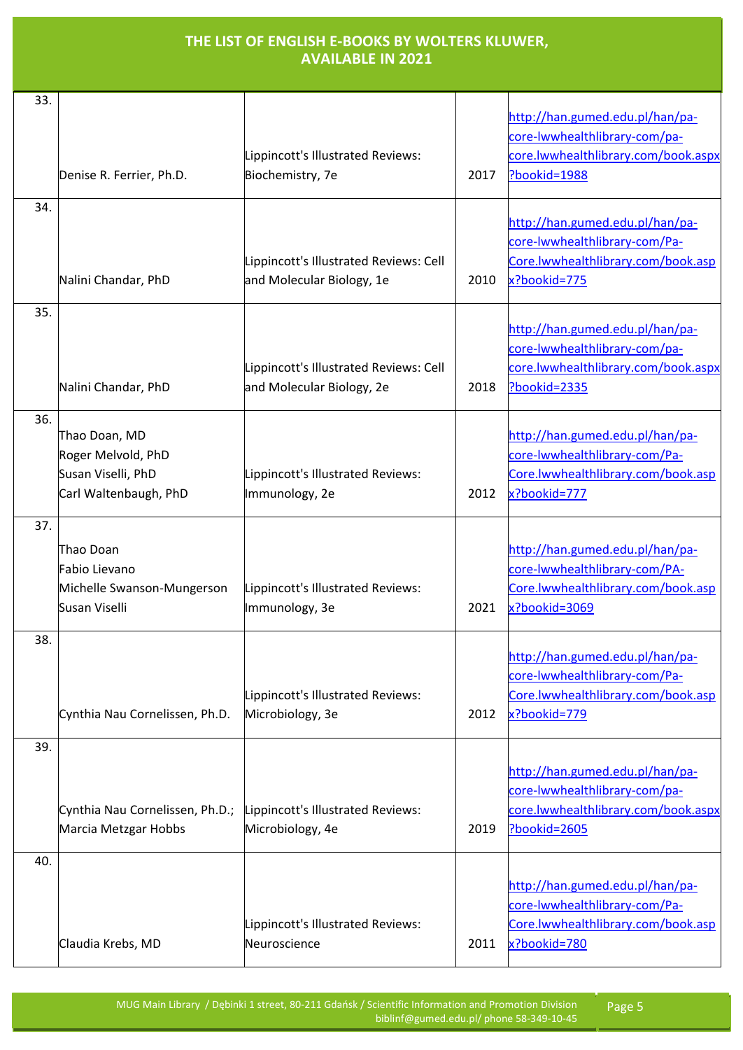# THE LIST OF ENGLISH E-BOOKS BY WOLTERS KLUWER, AVAILABLE IN 2021

| | | | | |
|---|---|---|---|---|
| 33. | Denise R. Ferrier, Ph.D. | Lippincott's Illustrated Reviews: Biochemistry, 7e | 2017 | http://han.gumed.edu.pl/han/pa-core-lwwhealthlibrary-com/pa-core.lwwhealthlibrary.com/book.aspx?bookid=1988 |
| 34. | Nalini Chandar, PhD | Lippincott's Illustrated Reviews: Cell and Molecular Biology, 1e | 2010 | http://han.gumed.edu.pl/han/pa-core-lwwhealthlibrary-com/Pa-Core.lwwhealthlibrary.com/book.aspx?bookid=775 |
| 35. | Nalini Chandar, PhD | Lippincott's Illustrated Reviews: Cell and Molecular Biology, 2e | 2018 | http://han.gumed.edu.pl/han/pa-core-lwwhealthlibrary-com/pa-core.lwwhealthlibrary.com/book.aspx?bookid=2335 |
| 36. | Thao Doan, MD<br>Roger Melvold, PhD<br>Susan Viselli, PhD<br>Carl Waltenbaugh, PhD | Lippincott's Illustrated Reviews: Immunology, 2e | 2012 | http://han.gumed.edu.pl/han/pa-core-lwwhealthlibrary-com/Pa-Core.lwwhealthlibrary.com/book.aspx?bookid=777 |
| 37. | Thao Doan<br>Fabio Lievano<br>Michelle Swanson-Mungerson<br>Susan Viselli | Lippincott's Illustrated Reviews: Immunology, 3e | 2021 | http://han.gumed.edu.pl/han/pa-core-lwwhealthlibrary-com/PA-Core.lwwhealthlibrary.com/book.aspx?bookid=3069 |
| 38. | Cynthia Nau Cornelissen, Ph.D. | Lippincott's Illustrated Reviews: Microbiology, 3e | 2012 | http://han.gumed.edu.pl/han/pa-core-lwwhealthlibrary-com/Pa-Core.lwwhealthlibrary.com/book.aspx?bookid=779 |
| 39. | Cynthia Nau Cornelissen, Ph.D.; Marcia Metzgar Hobbs | Lippincott's Illustrated Reviews: Microbiology, 4e | 2019 | http://han.gumed.edu.pl/han/pa-core-lwwhealthlibrary-com/pa-core.lwwhealthlibrary.com/book.aspx?bookid=2605 |
| 40. | Claudia Krebs, MD | Lippincott's Illustrated Reviews: Neuroscience | 2011 | http://han.gumed.edu.pl/han/pa-core-lwwhealthlibrary-com/Pa-Core.lwwhealthlibrary.com/book.aspx?bookid=780 |

MUG Main Library / Dębinki 1 street, 80-211 Gdańsk / Scientific Information and Promotion Division
biblinf@gumed.edu.pl/ phone 58-349-10-45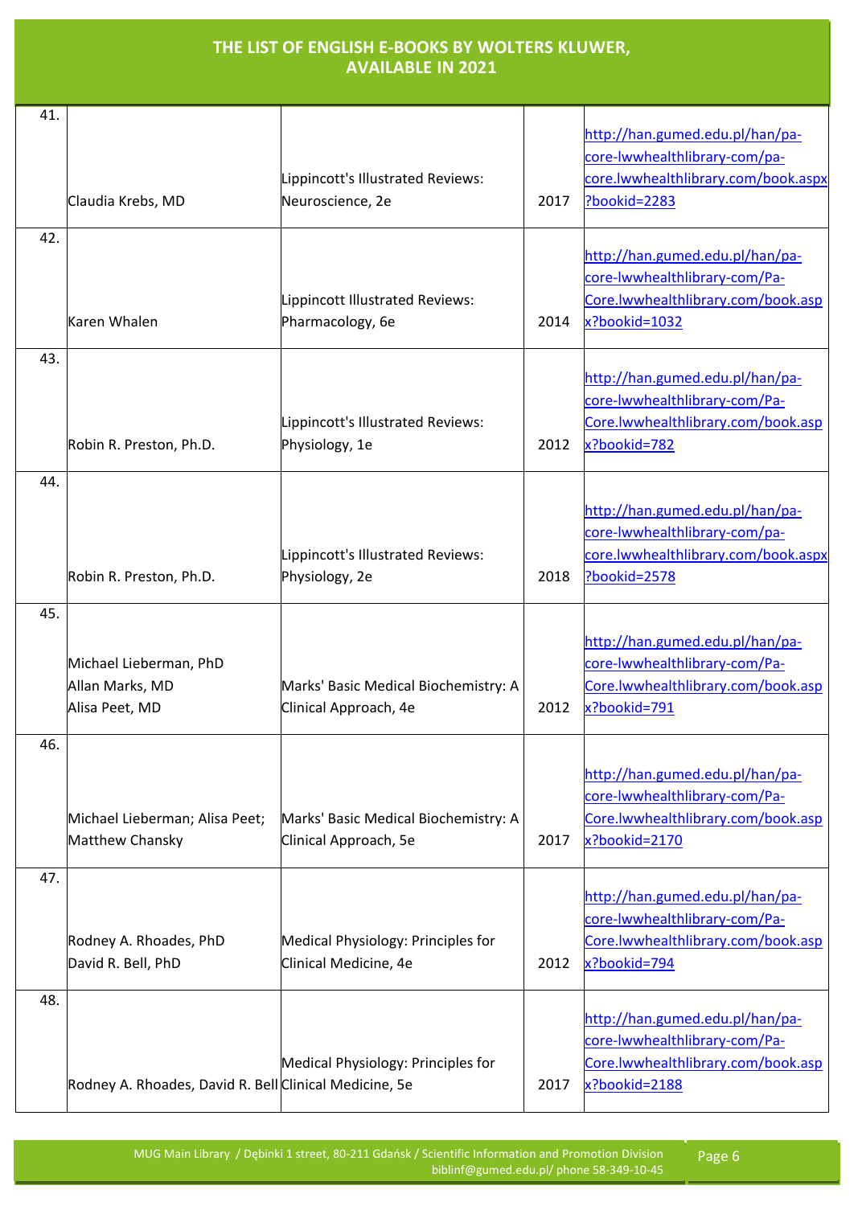# THE LIST OF ENGLISH E-BOOKS BY WOLTERS KLUWER, AVAILABLE IN 2021

| | | | | |
|---|---|---|---|---|
| 41. | Claudia Krebs, MD | Lippincott's Illustrated Reviews: Neuroscience, 2e | 2017 | http://han.gumed.edu.pl/han/pa-core-lwwhealthlibrary-com/pa-core.lwwhealthlibrary.com/book.aspx?bookid=2283 |
| 42. | Karen Whalen | Lippincott Illustrated Reviews: Pharmacology, 6e | 2014 | http://han.gumed.edu.pl/han/pa-core-lwwhealthlibrary-com/Pa-Core.lwwhealthlibrary.com/book.aspx?bookid=1032 |
| 43. | Robin R. Preston, Ph.D. | Lippincott's Illustrated Reviews: Physiology, 1e | 2012 | http://han.gumed.edu.pl/han/pa-core-lwwhealthlibrary-com/Pa-Core.lwwhealthlibrary.com/book.aspx?bookid=782 |
| 44. | Robin R. Preston, Ph.D. | Lippincott's Illustrated Reviews: Physiology, 2e | 2018 | http://han.gumed.edu.pl/han/pa-core-lwwhealthlibrary-com/pa-core.lwwhealthlibrary.com/book.aspx?bookid=2578 |
| 45. | Michael Lieberman, PhD<br>Allan Marks, MD<br>Alisa Peet, MD | Marks' Basic Medical Biochemistry: A Clinical Approach, 4e | 2012 | http://han.gumed.edu.pl/han/pa-core-lwwhealthlibrary-com/Pa-Core.lwwhealthlibrary.com/book.aspx?bookid=791 |
| 46. | Michael Lieberman; Alisa Peet; Matthew Chansky | Marks' Basic Medical Biochemistry: A Clinical Approach, 5e | 2017 | http://han.gumed.edu.pl/han/pa-core-lwwhealthlibrary-com/Pa-Core.lwwhealthlibrary.com/book.aspx?bookid=2170 |
| 47. | Rodney A. Rhoades, PhD<br>David R. Bell, PhD | Medical Physiology: Principles for Clinical Medicine, 4e | 2012 | http://han.gumed.edu.pl/han/pa-core-lwwhealthlibrary-com/Pa-Core.lwwhealthlibrary.com/book.aspx?bookid=794 |
| 48. | Rodney A. Rhoades, David R. Bell | Medical Physiology: Principles for Clinical Medicine, 5e | 2017 | http://han.gumed.edu.pl/han/pa-core-lwwhealthlibrary-com/Pa-Core.lwwhealthlibrary.com/book.aspx?bookid=2188 |

MUG Main Library / Dębinki 1 street, 80-211 Gdańsk / Scientific Information and Promotion Division biblinf@gumed.edu.pl/ phone 58-349-10-45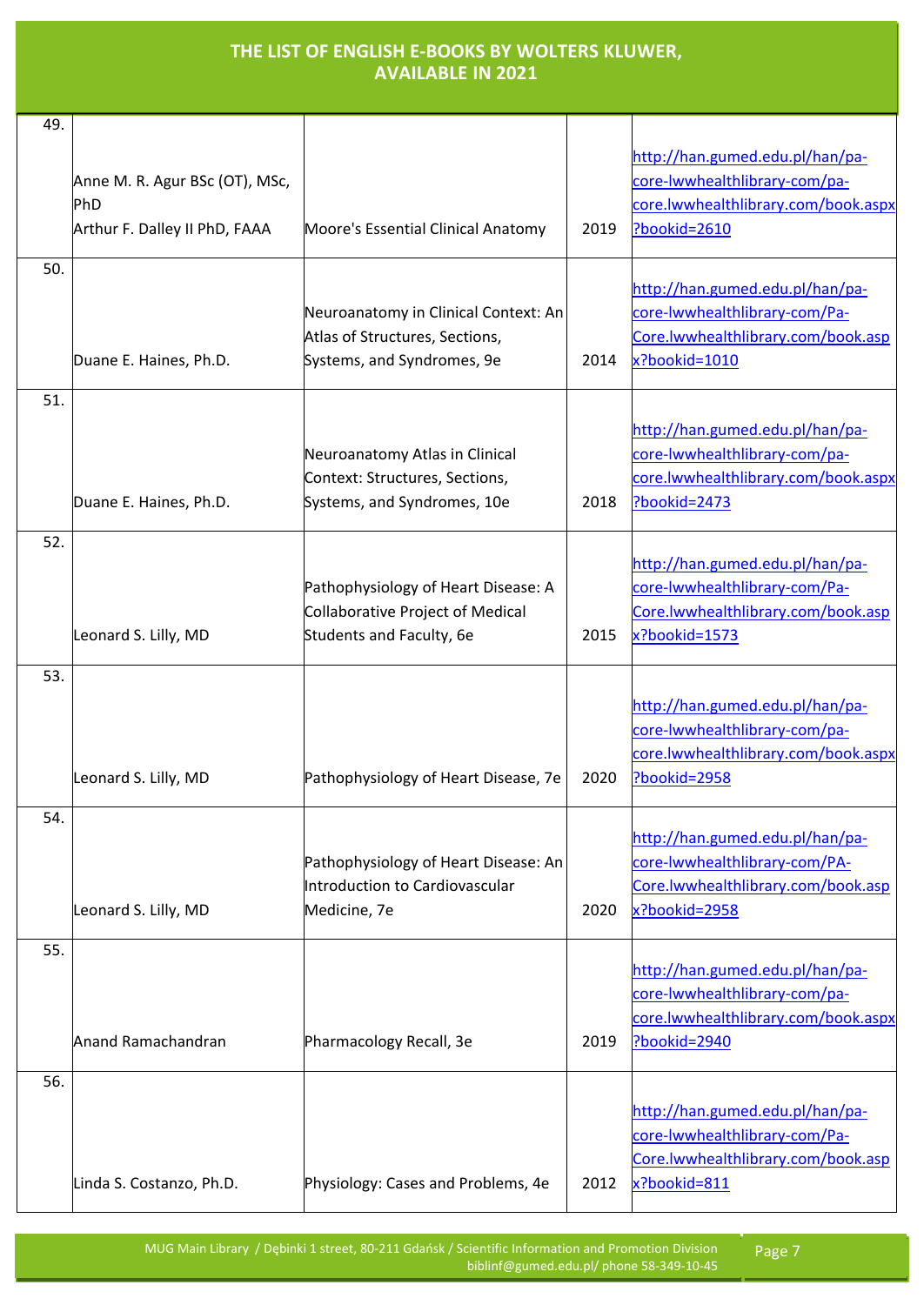# THE LIST OF ENGLISH E-BOOKS BY WOLTERS KLUWER, AVAILABLE IN 2021

| | | | | |
|---|---|---|---|---|
| 49. | Anne M. R. Agur BSc (OT), MSc, PhD<br>Arthur F. Dalley II PhD, FAAA | Moore's Essential Clinical Anatomy | 2019 | http://han.gumed.edu.pl/han/pa-core-lwwhealthlibrary-com/pa-core.lwwhealthlibrary.com/book.aspx?bookid=2610 |
| 50. | Duane E. Haines, Ph.D. | Neuroanatomy in Clinical Context: An Atlas of Structures, Sections, Systems, and Syndromes, 9e | 2014 | http://han.gumed.edu.pl/han/pa-core-lwwhealthlibrary-com/Pa-Core.lwwhealthlibrary.com/book.aspx?bookid=1010 |
| 51. | Duane E. Haines, Ph.D. | Neuroanatomy Atlas in Clinical Context: Structures, Sections, Systems, and Syndromes, 10e | 2018 | http://han.gumed.edu.pl/han/pa-core-lwwhealthlibrary-com/pa-core.lwwhealthlibrary.com/book.aspx?bookid=2473 |
| 52. | Leonard S. Lilly, MD | Pathophysiology of Heart Disease: A Collaborative Project of Medical Students and Faculty, 6e | 2015 | http://han.gumed.edu.pl/han/pa-core-lwwhealthlibrary-com/Pa-Core.lwwhealthlibrary.com/book.aspx?bookid=1573 |
| 53. | Leonard S. Lilly, MD | Pathophysiology of Heart Disease, 7e | 2020 | http://han.gumed.edu.pl/han/pa-core-lwwhealthlibrary-com/pa-core.lwwhealthlibrary.com/book.aspx?bookid=2958 |
| 54. | Leonard S. Lilly, MD | Pathophysiology of Heart Disease: An Introduction to Cardiovascular Medicine, 7e | 2020 | http://han.gumed.edu.pl/han/pa-core-lwwhealthlibrary-com/PA-Core.lwwhealthlibrary.com/book.aspx?bookid=2958 |
| 55. | Anand Ramachandran | Pharmacology Recall, 3e | 2019 | http://han.gumed.edu.pl/han/pa-core-lwwhealthlibrary-com/pa-core.lwwhealthlibrary.com/book.aspx?bookid=2940 |
| 56. | Linda S. Costanzo, Ph.D. | Physiology: Cases and Problems, 4e | 2012 | http://han.gumed.edu.pl/han/pa-core-lwwhealthlibrary-com/Pa-Core.lwwhealthlibrary.com/book.aspx?bookid=811 |

MUG Main Library / Dębinki 1 street, 80-211 Gdańsk / Scientific Information and Promotion Division
biblinf@gumed.edu.pl/ phone 58-349-10-45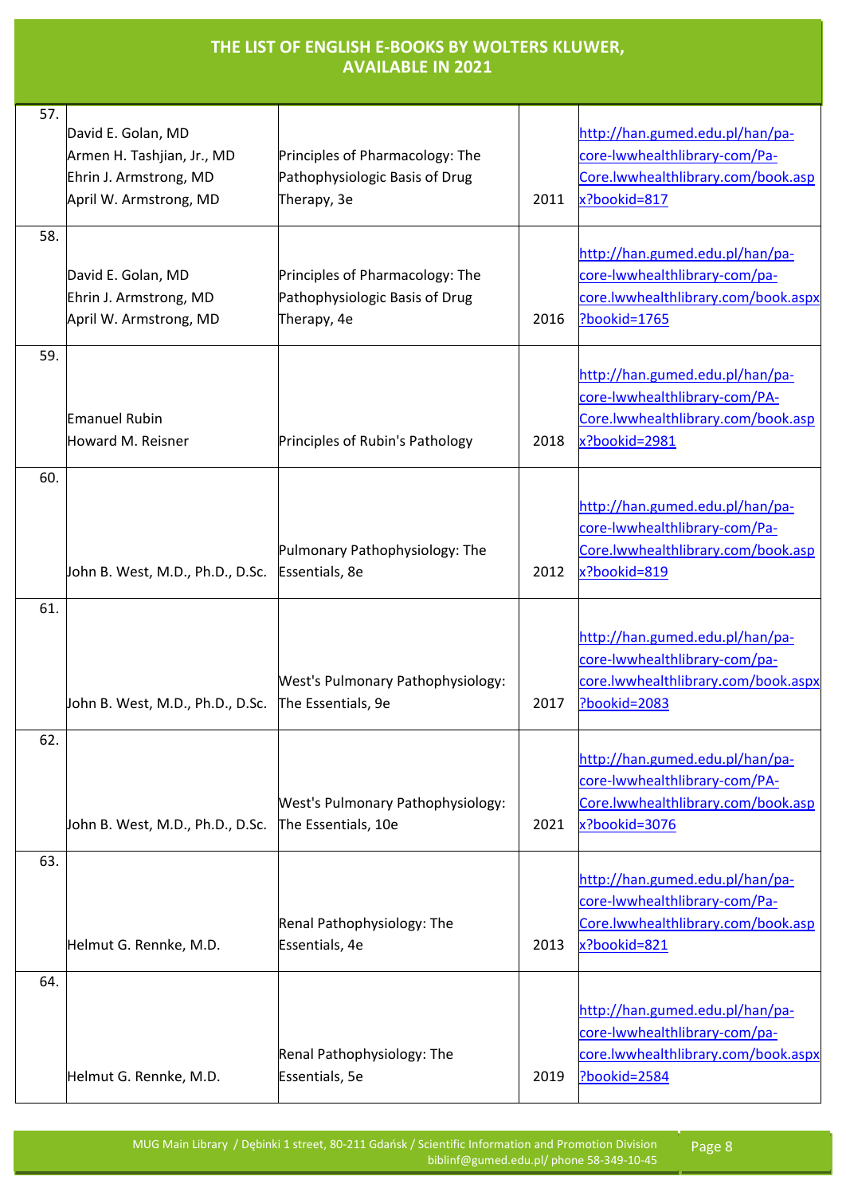# THE LIST OF ENGLISH E-BOOKS BY WOLTERS KLUWER, AVAILABLE IN 2021

| | | | | |
|---|---|---|---|---|
| 57. | David E. Golan, MD<br>Armen H. Tashjian, Jr., MD<br>Ehrin J. Armstrong, MD<br>April W. Armstrong, MD | Principles of Pharmacology: The Pathophysiologic Basis of Drug Therapy, 3e | 2011 | http://han.gumed.edu.pl/han/pa-core-lwwhealthlibrary-com/Pa-Core.lwwhealthlibrary.com/book.aspx?bookid=817 |
| 58. | David E. Golan, MD<br>Ehrin J. Armstrong, MD<br>April W. Armstrong, MD | Principles of Pharmacology: The Pathophysiologic Basis of Drug Therapy, 4e | 2016 | http://han.gumed.edu.pl/han/pa-core-lwwhealthlibrary-com/pa-core.lwwhealthlibrary.com/book.aspx?bookid=1765 |
| 59. | Emanuel Rubin<br>Howard M. Reisner | Principles of Rubin's Pathology | 2018 | http://han.gumed.edu.pl/han/pa-core-lwwhealthlibrary-com/PA-Core.lwwhealthlibrary.com/book.aspx?bookid=2981 |
| 60. | John B. West, M.D., Ph.D., D.Sc. | Pulmonary Pathophysiology: The Essentials, 8e | 2012 | http://han.gumed.edu.pl/han/pa-core-lwwhealthlibrary-com/Pa-Core.lwwhealthlibrary.com/book.aspx?bookid=819 |
| 61. | John B. West, M.D., Ph.D., D.Sc. | West's Pulmonary Pathophysiology: The Essentials, 9e | 2017 | http://han.gumed.edu.pl/han/pa-core-lwwhealthlibrary-com/pa-core.lwwhealthlibrary.com/book.aspx?bookid=2083 |
| 62. | John B. West, M.D., Ph.D., D.Sc. | West's Pulmonary Pathophysiology: The Essentials, 10e | 2021 | http://han.gumed.edu.pl/han/pa-core-lwwhealthlibrary-com/PA-Core.lwwhealthlibrary.com/book.aspx?bookid=3076 |
| 63. | Helmut G. Rennke, M.D. | Renal Pathophysiology: The Essentials, 4e | 2013 | http://han.gumed.edu.pl/han/pa-core-lwwhealthlibrary-com/Pa-Core.lwwhealthlibrary.com/book.aspx?bookid=821 |
| 64. | Helmut G. Rennke, M.D. | Renal Pathophysiology: The Essentials, 5e | 2019 | http://han.gumed.edu.pl/han/pa-core-lwwhealthlibrary-com/pa-core.lwwhealthlibrary.com/book.aspx?bookid=2584 |

MUG Main Library / Dębinki 1 street, 80-211 Gdańsk / Scientific Information and Promotion Division
biblinf@gumed.edu.pl/ phone 58-349-10-45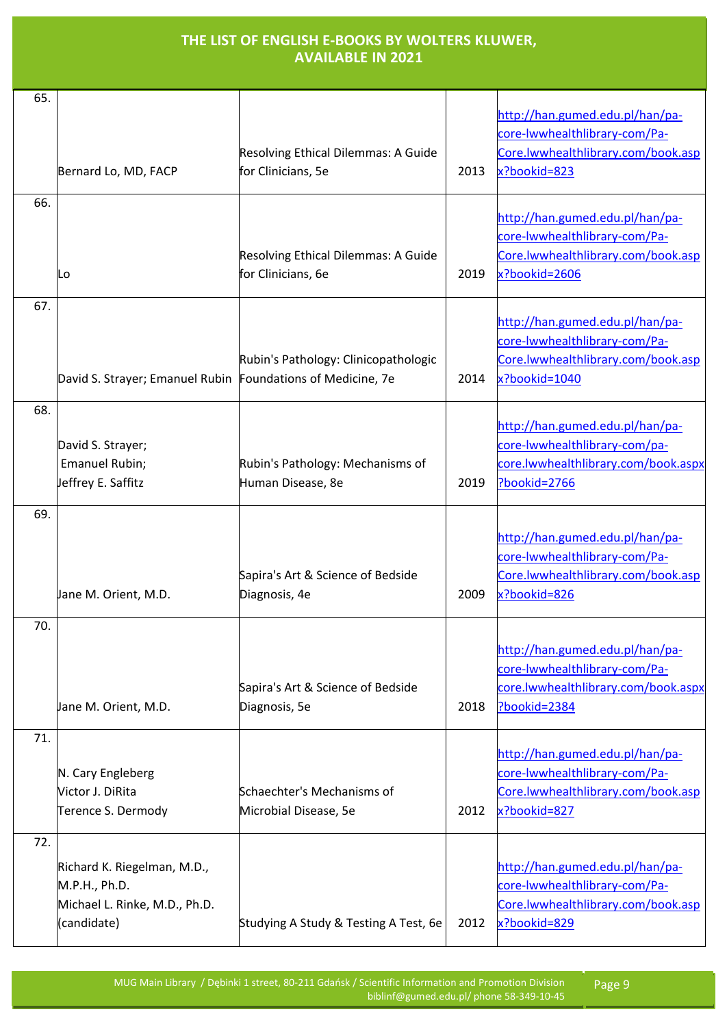# THE LIST OF ENGLISH E-BOOKS BY WOLTERS KLUWER, AVAILABLE IN 2021

| | | | | |
|---|---|---|---|---|
| 65. | Bernard Lo, MD, FACP | Resolving Ethical Dilemmas: A Guide for Clinicians, 5e | 2013 | http://han.gumed.edu.pl/han/pa-core-lwwhealthlibrary-com/Pa-Core.lwwhealthlibrary.com/book.aspx?bookid=823 |
| 66. | Lo | Resolving Ethical Dilemmas: A Guide for Clinicians, 6e | 2019 | http://han.gumed.edu.pl/han/pa-core-lwwhealthlibrary-com/Pa-Core.lwwhealthlibrary.com/book.aspx?bookid=2606 |
| 67. | David S. Strayer; Emanuel Rubin | Rubin's Pathology: Clinicopathologic Foundations of Medicine, 7e | 2014 | http://han.gumed.edu.pl/han/pa-core-lwwhealthlibrary-com/Pa-Core.lwwhealthlibrary.com/book.aspx?bookid=1040 |
| 68. | David S. Strayer; Emanuel Rubin; Jeffrey E. Saffitz | Rubin's Pathology: Mechanisms of Human Disease, 8e | 2019 | http://han.gumed.edu.pl/han/pa-core-lwwhealthlibrary-com/pa-core.lwwhealthlibrary.com/book.aspx?bookid=2766 |
| 69. | Jane M. Orient, M.D. | Sapira's Art & Science of Bedside Diagnosis, 4e | 2009 | http://han.gumed.edu.pl/han/pa-core-lwwhealthlibrary-com/Pa-Core.lwwhealthlibrary.com/book.aspx?bookid=826 |
| 70. | Jane M. Orient, M.D. | Sapira's Art & Science of Bedside Diagnosis, 5e | 2018 | http://han.gumed.edu.pl/han/pa-core-lwwhealthlibrary-com/Pa-core.lwwhealthlibrary.com/book.aspx?bookid=2384 |
| 71. | N. Cary Engleberg<br>Victor J. DiRita<br>Terence S. Dermody | Schaechter's Mechanisms of Microbial Disease, 5e | 2012 | http://han.gumed.edu.pl/han/pa-core-lwwhealthlibrary-com/Pa-Core.lwwhealthlibrary.com/book.aspx?bookid=827 |
| 72. | Richard K. Riegelman, M.D., M.P.H., Ph.D.<br>Michael L. Rinke, M.D., Ph.D. (candidate) | Studying A Study & Testing A Test, 6e | 2012 | http://han.gumed.edu.pl/han/pa-core-lwwhealthlibrary-com/Pa-Core.lwwhealthlibrary.com/book.aspx?bookid=829 |

MUG Main Library / Dębinki 1 street, 80-211 Gdańsk / Scientific Information and Promotion Division
biblinf@gumed.edu.pl/ phone 58-349-10-45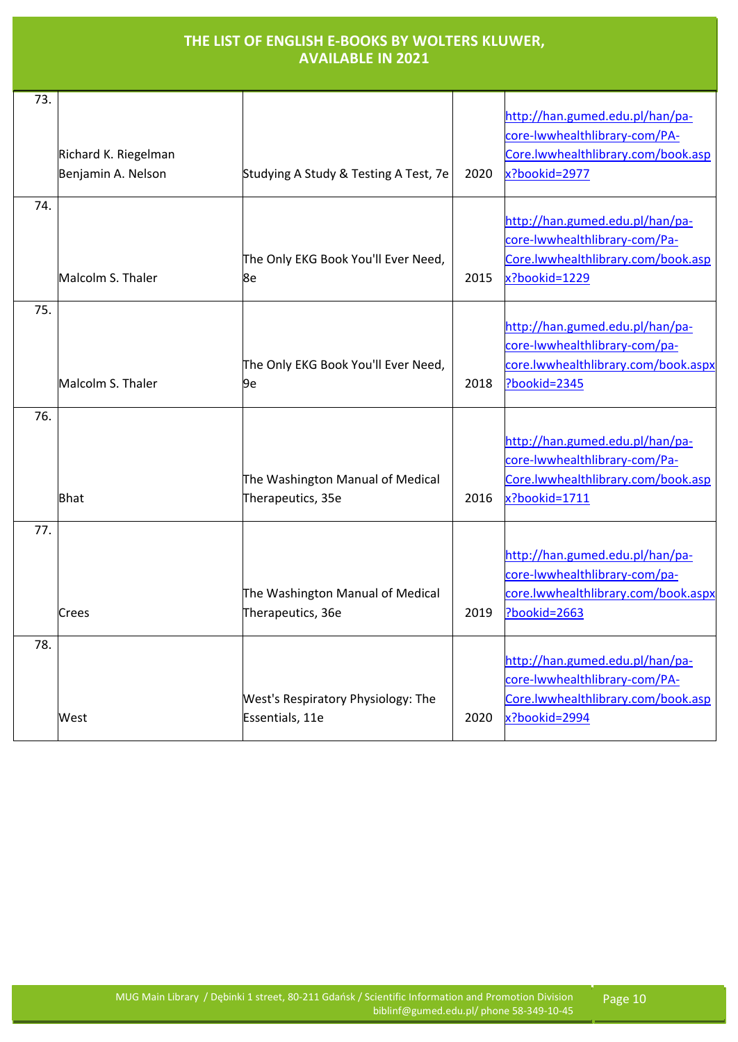| | | | | |
|---|---|---|---|---|
| 73. | Richard K. Riegelman<br>Benjamin A. Nelson | Studying A Study & Testing A Test, 7e | 2020 | http://han.gumed.edu.pl/han/pa-core-lwwhealthlibrary-com/PA-Core.lwwhealthlibrary.com/book.aspx?bookid=2977 |
| 74. | Malcolm S. Thaler | The Only EKG Book You'll Ever Need, 8e | 2015 | http://han.gumed.edu.pl/han/pa-core-lwwhealthlibrary-com/Pa-Core.lwwhealthlibrary.com/book.aspx?bookid=1229 |
| 75. | Malcolm S. Thaler | The Only EKG Book You'll Ever Need, 9e | 2018 | http://han.gumed.edu.pl/han/pa-core-lwwhealthlibrary-com/pa-core.lwwhealthlibrary.com/book.aspx?bookid=2345 |
| 76. | Bhat | The Washington Manual of Medical Therapeutics, 35e | 2016 | http://han.gumed.edu.pl/han/pa-core-lwwhealthlibrary-com/Pa-Core.lwwhealthlibrary.com/book.aspx?bookid=1711 |
| 77. | Crees | The Washington Manual of Medical Therapeutics, 36e | 2019 | http://han.gumed.edu.pl/han/pa-core-lwwhealthlibrary-com/pa-core.lwwhealthlibrary.com/book.aspx?bookid=2663 |
| 78. | West | West's Respiratory Physiology: The Essentials, 11e | 2020 | http://han.gumed.edu.pl/han/pa-core-lwwhealthlibrary-com/PA-Core.lwwhealthlibrary.com/book.aspx?bookid=2994 |